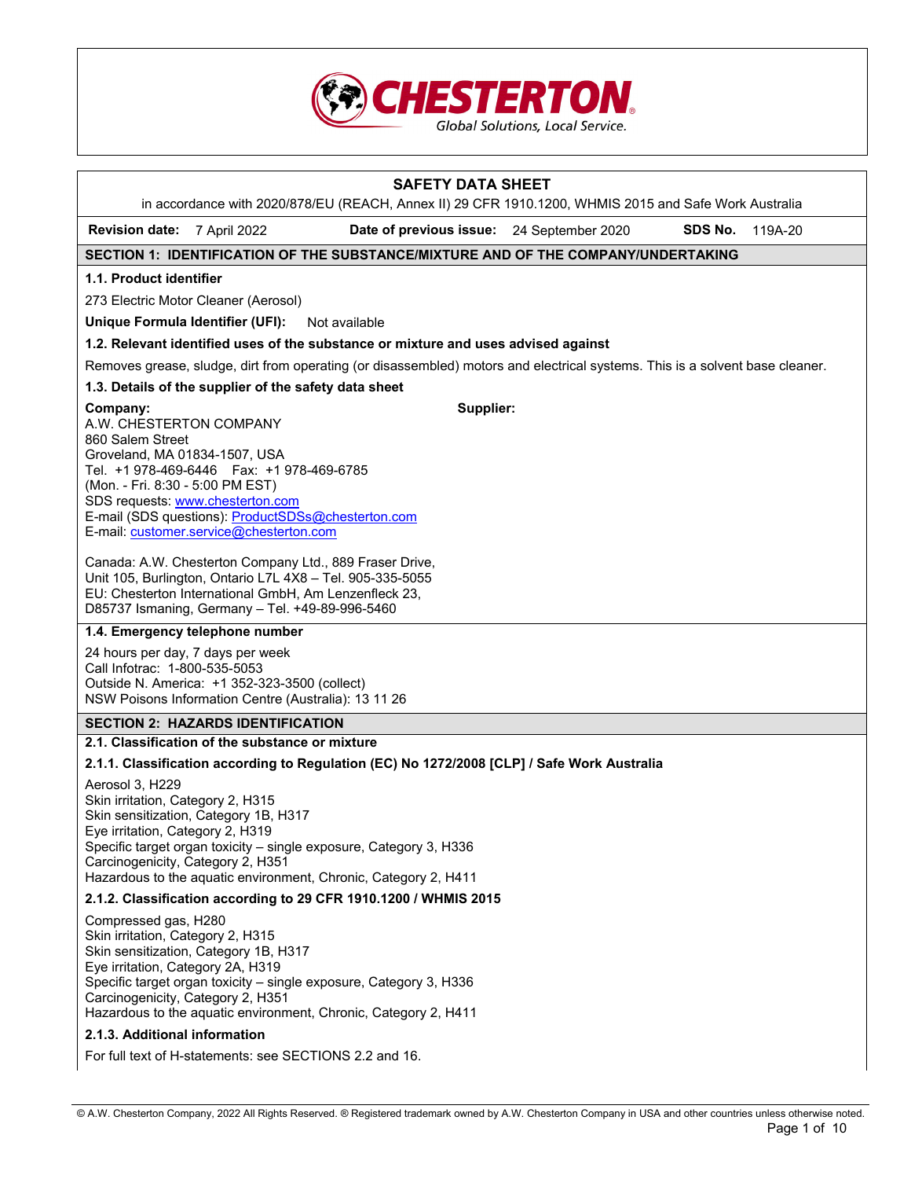CHESTERTON
Global Solutions, Local Service.

# SAFETY DATA SHEET

in accordance with 2020/878/EU (REACH, Annex II) 29 CFR 1910.1200, WHMIS 2015 and Safe Work Australia

**Revision date:** 7 April 2022 **Date of previous issue:** 24 September 2020 **SDS No.** 119A-20

## SECTION 1: IDENTIFICATION OF THE SUBSTANCE/MIXTURE AND OF THE COMPANY/UNDERTAKING

### 1.1. Product identifier

273 Electric Motor Cleaner (Aerosol)

**Unique Formula Identifier (UFI):** Not available

### 1.2. Relevant identified uses of the substance or mixture and uses advised against

Removes grease, sludge, dirt from operating (or disassembled) motors and electrical systems. This is a solvent base cleaner.

### 1.3. Details of the supplier of the safety data sheet

**Company:**
A.W. CHESTERTON COMPANY
860 Salem Street
Groveland, MA 01834-1507, USA
Tel. +1 978-469-6446 Fax: +1 978-469-6785
(Mon. - Fri. 8:30 - 5:00 PM EST)
SDS requests: www.chesterton.com
E-mail (SDS questions): ProductSDSs@chesterton.com
E-mail: customer.service@chesterton.com

**Supplier:**

Canada: A.W. Chesterton Company Ltd., 889 Fraser Drive, Unit 105, Burlington, Ontario L7L 4X8 – Tel. 905-335-5055
EU: Chesterton International GmbH, Am Lenzenfleck 23, D85737 Ismaning, Germany – Tel. +49-89-996-5460

### 1.4. Emergency telephone number

24 hours per day, 7 days per week
Call Infotrac: 1-800-535-5053
Outside N. America: +1 352-323-3500 (collect)
NSW Poisons Information Centre (Australia): 13 11 26

## SECTION 2: HAZARDS IDENTIFICATION

### 2.1. Classification of the substance or mixture

#### 2.1.1. Classification according to Regulation (EC) No 1272/2008 [CLP] / Safe Work Australia

Aerosol 3, H229
Skin irritation, Category 2, H315
Skin sensitization, Category 1B, H317
Eye irritation, Category 2, H319
Specific target organ toxicity – single exposure, Category 3, H336
Carcinogenicity, Category 2, H351
Hazardous to the aquatic environment, Chronic, Category 2, H411

#### 2.1.2. Classification according to 29 CFR 1910.1200 / WHMIS 2015

Compressed gas, H280
Skin irritation, Category 2, H315
Skin sensitization, Category 1B, H317
Eye irritation, Category 2A, H319
Specific target organ toxicity – single exposure, Category 3, H336
Carcinogenicity, Category 2, H351
Hazardous to the aquatic environment, Chronic, Category 2, H411

#### 2.1.3. Additional information

For full text of H-statements: see SECTIONS 2.2 and 16.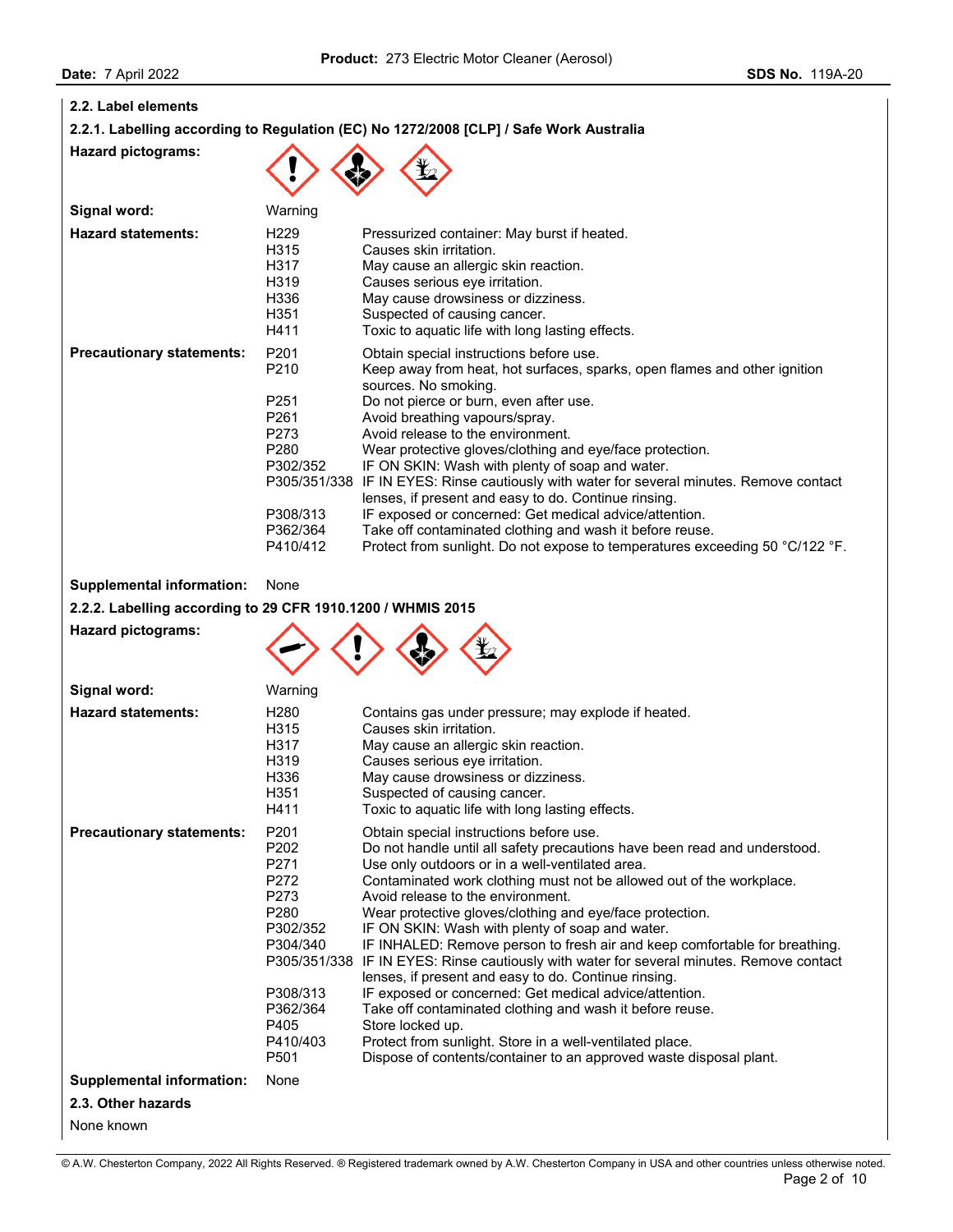### 2.2. Label elements

#### 2.2.1. Labelling according to Regulation (EC) No 1272/2008 [CLP] / Safe Work Australia

**Hazard pictograms:**

**Signal word:** Warning

**Hazard statements:**

| | |
|---|---|
| H229 | Pressurized container: May burst if heated. |
| H315 | Causes skin irritation. |
| H317 | May cause an allergic skin reaction. |
| H319 | Causes serious eye irritation. |
| H336 | May cause drowsiness or dizziness. |
| H351 | Suspected of causing cancer. |
| H411 | Toxic to aquatic life with long lasting effects. |

**Precautionary statements:**

| | |
|---|---|
| P201 | Obtain special instructions before use. |
| P210 | Keep away from heat, hot surfaces, sparks, open flames and other ignition sources. No smoking. |
| P251 | Do not pierce or burn, even after use. |
| P261 | Avoid breathing vapours/spray. |
| P273 | Avoid release to the environment. |
| P280 | Wear protective gloves/clothing and eye/face protection. |
| P302/352 | IF ON SKIN: Wash with plenty of soap and water. |
| P305/351/338 | IF IN EYES: Rinse cautiously with water for several minutes. Remove contact lenses, if present and easy to do. Continue rinsing. |
| P308/313 | IF exposed or concerned: Get medical advice/attention. |
| P362/364 | Take off contaminated clothing and wash it before reuse. |
| P410/412 | Protect from sunlight. Do not expose to temperatures exceeding 50 °C/122 °F. |

**Supplemental information:** None

#### 2.2.2. Labelling according to 29 CFR 1910.1200 / WHMIS 2015

**Hazard pictograms:**

**Signal word:** Warning

**Hazard statements:**

| | |
|---|---|
| H280 | Contains gas under pressure; may explode if heated. |
| H315 | Causes skin irritation. |
| H317 | May cause an allergic skin reaction. |
| H319 | Causes serious eye irritation. |
| H336 | May cause drowsiness or dizziness. |
| H351 | Suspected of causing cancer. |
| H411 | Toxic to aquatic life with long lasting effects. |

**Precautionary statements:**

| | |
|---|---|
| P201 | Obtain special instructions before use. |
| P202 | Do not handle until all safety precautions have been read and understood. |
| P271 | Use only outdoors or in a well-ventilated area. |
| P272 | Contaminated work clothing must not be allowed out of the workplace. |
| P273 | Avoid release to the environment. |
| P280 | Wear protective gloves/clothing and eye/face protection. |
| P302/352 | IF ON SKIN: Wash with plenty of soap and water. |
| P304/340 | IF INHALED: Remove person to fresh air and keep comfortable for breathing. |
| P305/351/338 | IF IN EYES: Rinse cautiously with water for several minutes. Remove contact lenses, if present and easy to do. Continue rinsing. |
| P308/313 | IF exposed or concerned: Get medical advice/attention. |
| P362/364 | Take off contaminated clothing and wash it before reuse. |
| P405 | Store locked up. |
| P410/403 | Protect from sunlight. Store in a well-ventilated place. |
| P501 | Dispose of contents/container to an approved waste disposal plant. |

**Supplemental information:** None

### 2.3. Other hazards

None known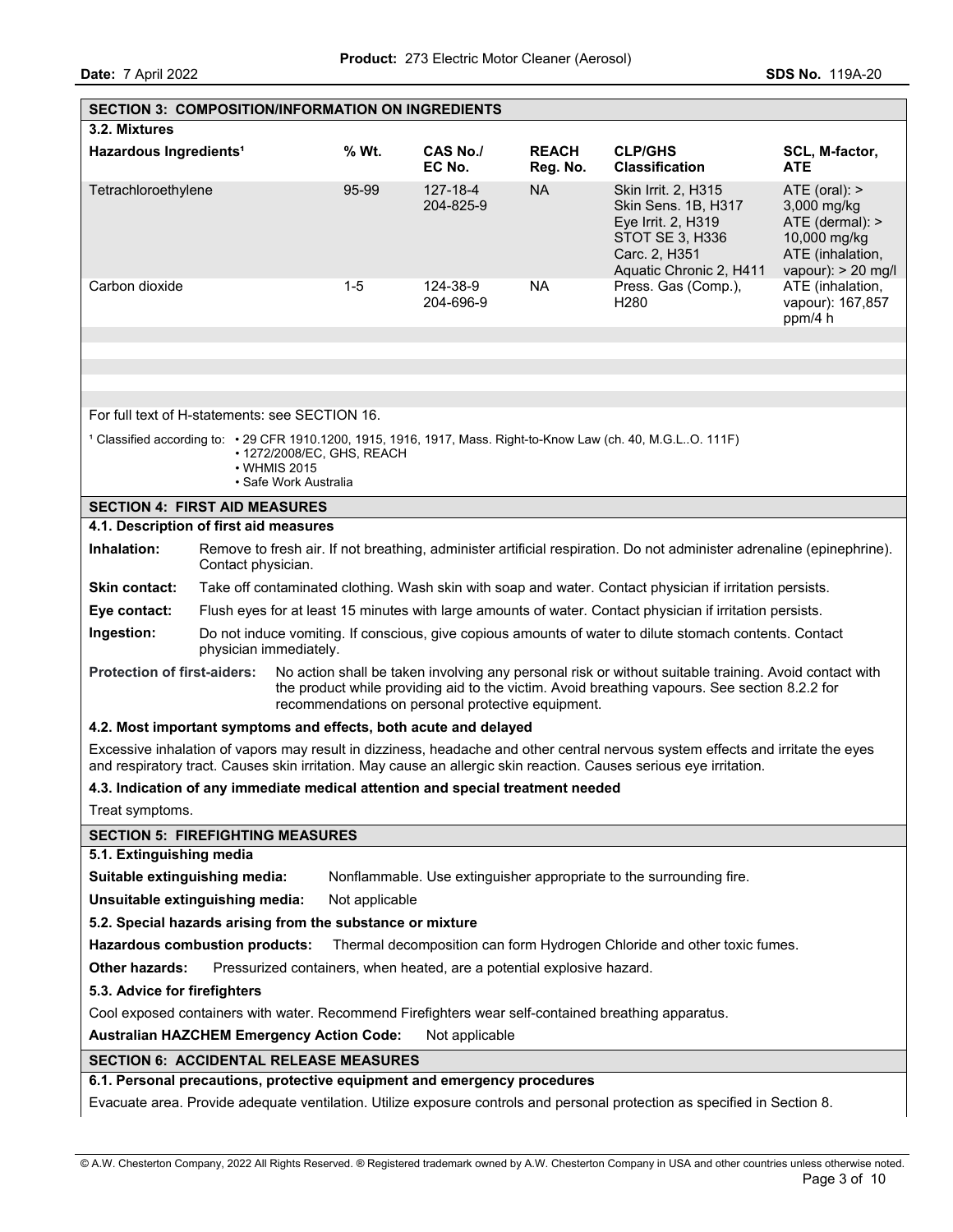## SECTION 3: COMPOSITION/INFORMATION ON INGREDIENTS

### 3.2. Mixtures

| Hazardous Ingredients[1] | % Wt. | CAS No./ EC No. | REACH Reg. No. | CLP/GHS Classification | SCL, M-factor, ATE |
|---|---|---|---|---|---|
| Tetrachloroethylene | 95-99 | 127-18-4 204-825-9 | NA | Skin Irrit. 2, H315 Skin Sens. 1B, H317 Eye Irrit. 2, H319 STOT SE 3, H336 Carc. 2, H351 Aquatic Chronic 2, H411 | ATE (oral): > 3,000 mg/kg ATE (dermal): > 10,000 mg/kg ATE (inhalation, vapour): > 20 mg/l |
| Carbon dioxide | 1-5 | 124-38-9 204-696-9 | NA | Press. Gas (Comp.), H280 | ATE (inhalation, vapour): 167,857 ppm/4 h |

For full text of H-statements: see SECTION 16.

[1] Classified according to:
- 29 CFR 1910.1200, 1915, 1916, 1917, Mass. Right-to-Know Law (ch. 40, M.G.L..O. 111F)
- 1272/2008/EC, GHS, REACH
- WHMIS 2015
- Safe Work Australia

## SECTION 4: FIRST AID MEASURES

### 4.1. Description of first aid measures

**Inhalation:** Remove to fresh air. If not breathing, administer artificial respiration. Do not administer adrenaline (epinephrine). Contact physician.

**Skin contact:** Take off contaminated clothing. Wash skin with soap and water. Contact physician if irritation persists.

**Eye contact:** Flush eyes for at least 15 minutes with large amounts of water. Contact physician if irritation persists.

**Ingestion:** Do not induce vomiting. If conscious, give copious amounts of water to dilute stomach contents. Contact physician immediately.

**Protection of first-aiders:** No action shall be taken involving any personal risk or without suitable training. Avoid contact with the product while providing aid to the victim. Avoid breathing vapours. See section 8.2.2 for recommendations on personal protective equipment.

### 4.2. Most important symptoms and effects, both acute and delayed

Excessive inhalation of vapors may result in dizziness, headache and other central nervous system effects and irritate the eyes and respiratory tract. Causes skin irritation. May cause an allergic skin reaction. Causes serious eye irritation.

### 4.3. Indication of any immediate medical attention and special treatment needed

Treat symptoms.

## SECTION 5: FIREFIGHTING MEASURES

### 5.1. Extinguishing media

**Suitable extinguishing media:** Nonflammable. Use extinguisher appropriate to the surrounding fire.

**Unsuitable extinguishing media:** Not applicable

### 5.2. Special hazards arising from the substance or mixture

**Hazardous combustion products:** Thermal decomposition can form Hydrogen Chloride and other toxic fumes.

**Other hazards:** Pressurized containers, when heated, are a potential explosive hazard.

### 5.3. Advice for firefighters

Cool exposed containers with water. Recommend Firefighters wear self-contained breathing apparatus.

**Australian HAZCHEM Emergency Action Code:** Not applicable

## SECTION 6: ACCIDENTAL RELEASE MEASURES

### 6.1. Personal precautions, protective equipment and emergency procedures

Evacuate area. Provide adequate ventilation. Utilize exposure controls and personal protection as specified in Section 8.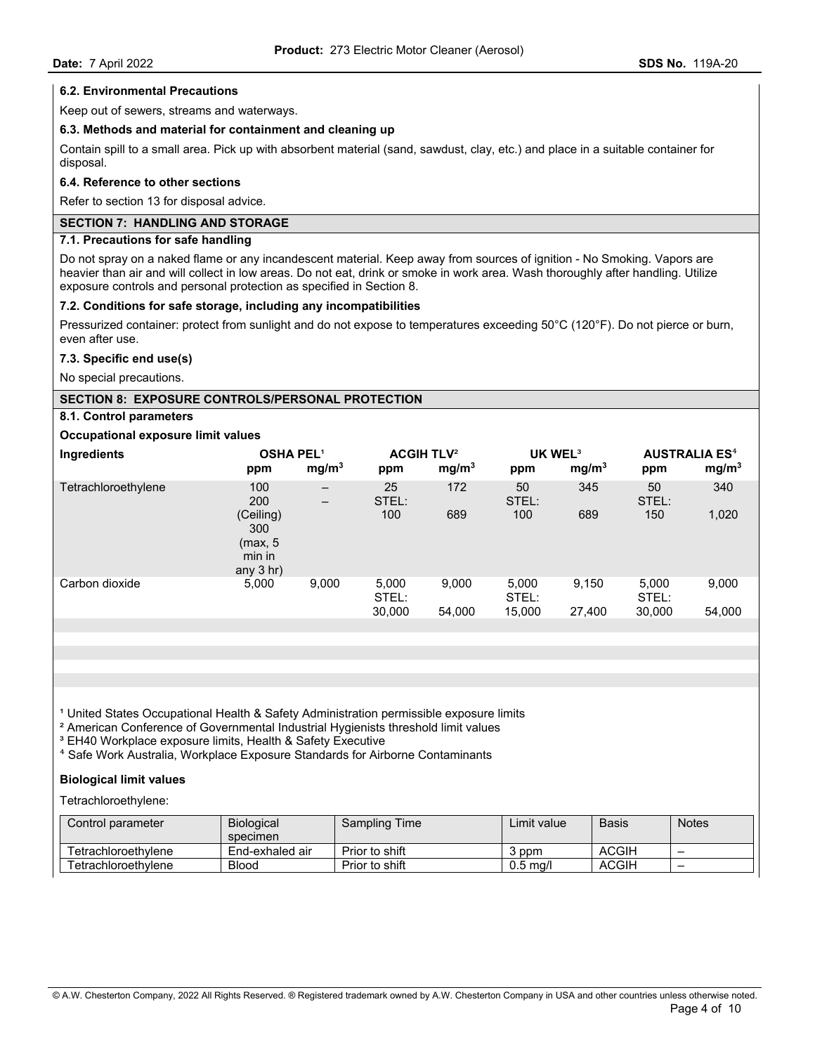### 6.2. Environmental Precautions

Keep out of sewers, streams and waterways.

### 6.3. Methods and material for containment and cleaning up

Contain spill to a small area. Pick up with absorbent material (sand, sawdust, clay, etc.) and place in a suitable container for disposal.

### 6.4. Reference to other sections

Refer to section 13 for disposal advice.

## SECTION 7: HANDLING AND STORAGE

### 7.1. Precautions for safe handling

Do not spray on a naked flame or any incandescent material. Keep away from sources of ignition - No Smoking. Vapors are heavier than air and will collect in low areas. Do not eat, drink or smoke in work area. Wash thoroughly after handling. Utilize exposure controls and personal protection as specified in Section 8.

### 7.2. Conditions for safe storage, including any incompatibilities

Pressurized container: protect from sunlight and do not expose to temperatures exceeding 50°C (120°F). Do not pierce or burn, even after use.

### 7.3. Specific end use(s)

No special precautions.

## SECTION 8: EXPOSURE CONTROLS/PERSONAL PROTECTION

### 8.1. Control parameters

**Occupational exposure limit values**

| Ingredients | OSHA PEL[1] | | ACGIH TLV[2] | | UK WEL[3] | | AUSTRALIA ES[4] | |
|---|---|---|---|---|---|---|---|---|
| | ppm | $mg/m^3$ | ppm | $mg/m^3$ | ppm | $mg/m^3$ | ppm | $mg/m^3$ |
| Tetrachloroethylene | 100<br>200 (Ceiling)<br>300 (max, 5 min in any 3 hr) | –<br>– | 25<br>STEL: 100 | 172<br>689 | 50<br>STEL: 100 | 345<br>689 | 50<br>STEL: 150 | 340<br>1,020 |
| Carbon dioxide | 5,000 | 9,000 | 5,000<br>STEL: 30,000 | 9,000<br>54,000 | 5,000<br>STEL: 15,000 | 9,150<br>27,400 | 5,000<br>STEL: 30,000 | 9,000<br>54,000 |

[1] United States Occupational Health & Safety Administration permissible exposure limits
[2] American Conference of Governmental Industrial Hygienists threshold limit values
[3] EH40 Workplace exposure limits, Health & Safety Executive
[4] Safe Work Australia, Workplace Exposure Standards for Airborne Contaminants

**Biological limit values**

Tetrachloroethylene:

| Control parameter | Biological specimen | Sampling Time | Limit value | Basis | Notes |
|---|---|---|---|---|---|
| Tetrachloroethylene | End-exhaled air | Prior to shift | 3 ppm | ACGIH | – |
| Tetrachloroethylene | Blood | Prior to shift | 0.5 mg/l | ACGIH | – |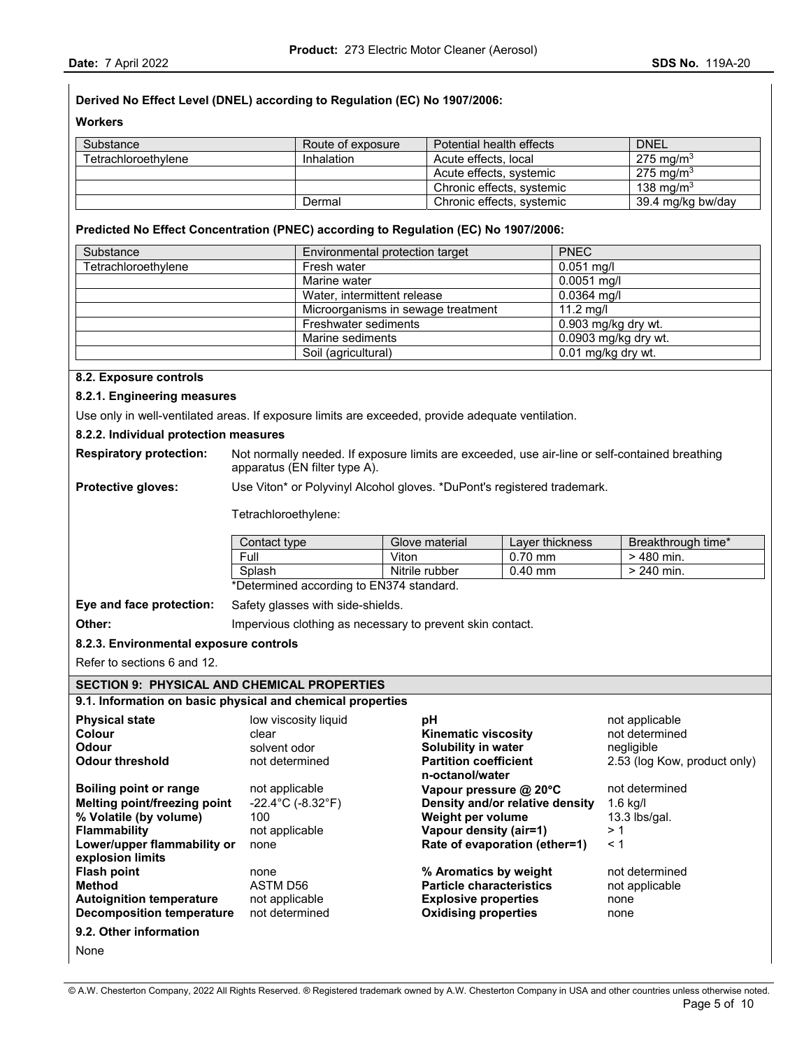**Derived No Effect Level (DNEL) according to Regulation (EC) No 1907/2006:**

**Workers**

| Substance | Route of exposure | Potential health effects | DNEL |
|---|---|---|---|
| Tetrachloroethylene | Inhalation | Acute effects, local | 275 mg/m$^3$ |
| | | Acute effects, systemic | 275 mg/m$^3$ |
| | | Chronic effects, systemic | 138 mg/m$^3$ |
| | Dermal | Chronic effects, systemic | 39.4 mg/kg bw/day |

**Predicted No Effect Concentration (PNEC) according to Regulation (EC) No 1907/2006:**

| Substance | Environmental protection target | PNEC |
|---|---|---|
| Tetrachloroethylene | Fresh water | 0.051 mg/l |
| | Marine water | 0.0051 mg/l |
| | Water, intermittent release | 0.0364 mg/l |
| | Microorganisms in sewage treatment | 11.2 mg/l |
| | Freshwater sediments | 0.903 mg/kg dry wt. |
| | Marine sediments | 0.0903 mg/kg dry wt. |
| | Soil (agricultural) | 0.01 mg/kg dry wt. |

**8.2. Exposure controls**

**8.2.1. Engineering measures**

Use only in well-ventilated areas. If exposure limits are exceeded, provide adequate ventilation.

**8.2.2. Individual protection measures**

**Respiratory protection:** Not normally needed. If exposure limits are exceeded, use air-line or self-contained breathing apparatus (EN filter type A).

**Protective gloves:** Use Viton* or Polyvinyl Alcohol gloves. *DuPont's registered trademark.

Tetrachloroethylene:

| Contact type | Glove material | Layer thickness | Breakthrough time* |
|---|---|---|---|
| Full | Viton | 0.70 mm | > 480 min. |
| Splash | Nitrile rubber | 0.40 mm | > 240 min. |

*Determined according to EN374 standard.

**Eye and face protection:** Safety glasses with side-shields.

**Other:** Impervious clothing as necessary to prevent skin contact.

**8.2.3. Environmental exposure controls**

Refer to sections 6 and 12.

## SECTION 9: PHYSICAL AND CHEMICAL PROPERTIES

**9.1. Information on basic physical and chemical properties**

| | | | |
|---|---|---|---|
| **Physical state** | low viscosity liquid | **pH** | not applicable |
| **Colour** | clear | **Kinematic viscosity** | not determined |
| **Odour** | solvent odor | **Solubility in water** | negligible |
| **Odour threshold** | not determined | **Partition coefficient n-octanol/water** | 2.53 (log Kow, product only) |
| **Boiling point or range** | not applicable | **Vapour pressure @ 20°C** | not determined |
| **Melting point/freezing point** | -22.4°C (-8.32°F) | **Density and/or relative density** | 1.6 kg/l |
| **% Volatile (by volume)** | 100 | **Weight per volume** | 13.3 lbs/gal. |
| **Flammability** | not applicable | **Vapour density (air=1)** | > 1 |
| **Lower/upper flammability or explosion limits** | none | **Rate of evaporation (ether=1)** | < 1 |
| **Flash point** | none | **% Aromatics by weight** | not determined |
| **Method** | ASTM D56 | **Particle characteristics** | not applicable |
| **Autoignition temperature** | not applicable | **Explosive properties** | none |
| **Decomposition temperature** | not determined | **Oxidising properties** | none |

**9.2. Other information**

None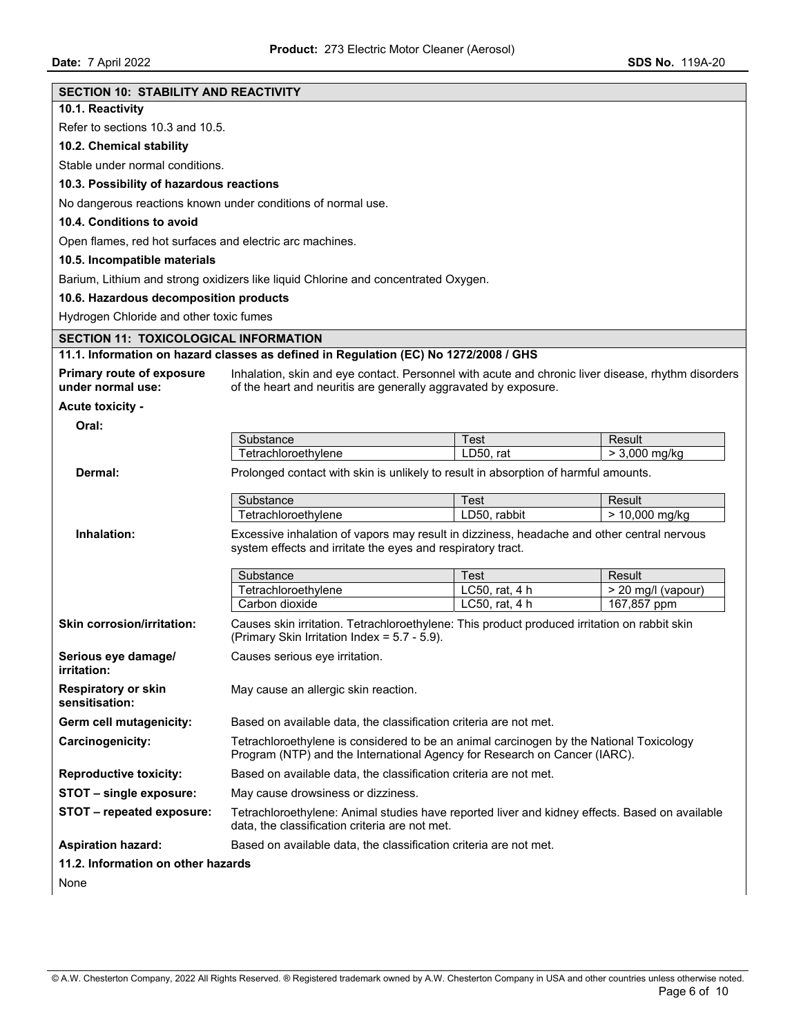## SECTION 10: STABILITY AND REACTIVITY

### 10.1. Reactivity

Refer to sections 10.3 and 10.5.

### 10.2. Chemical stability

Stable under normal conditions.

### 10.3. Possibility of hazardous reactions

No dangerous reactions known under conditions of normal use.

### 10.4. Conditions to avoid

Open flames, red hot surfaces and electric arc machines.

### 10.5. Incompatible materials

Barium, Lithium and strong oxidizers like liquid Chlorine and concentrated Oxygen.

### 10.6. Hazardous decomposition products

Hydrogen Chloride and other toxic fumes

## SECTION 11: TOXICOLOGICAL INFORMATION

### 11.1. Information on hazard classes as defined in Regulation (EC) No 1272/2008 / GHS

**Primary route of exposure under normal use:** Inhalation, skin and eye contact. Personnel with acute and chronic liver disease, rhythm disorders of the heart and neuritis are generally aggravated by exposure.

**Acute toxicity -**

**Oral:**

| Substance | Test | Result |
|---|---|---|
| Tetrachloroethylene | LD50, rat | > 3,000 mg/kg |

**Dermal:** Prolonged contact with skin is unlikely to result in absorption of harmful amounts.

| Substance | Test | Result |
|---|---|---|
| Tetrachloroethylene | LD50, rabbit | > 10,000 mg/kg |

**Inhalation:** Excessive inhalation of vapors may result in dizziness, headache and other central nervous system effects and irritate the eyes and respiratory tract.

| Substance | Test | Result |
|---|---|---|
| Tetrachloroethylene | LC50, rat, 4 h | > 20 mg/l (vapour) |
| Carbon dioxide | LC50, rat, 4 h | 167,857 ppm |

**Skin corrosion/irritation:** Causes skin irritation. Tetrachloroethylene: This product produced irritation on rabbit skin (Primary Skin Irritation Index = 5.7 - 5.9).

**Serious eye damage/ irritation:** Causes serious eye irritation.

**Respiratory or skin sensitisation:** May cause an allergic skin reaction.

**Germ cell mutagenicity:** Based on available data, the classification criteria are not met.

**Carcinogenicity:** Tetrachloroethylene is considered to be an animal carcinogen by the National Toxicology Program (NTP) and the International Agency for Research on Cancer (IARC).

**Reproductive toxicity:** Based on available data, the classification criteria are not met.

**STOT – single exposure:** May cause drowsiness or dizziness.

**STOT – repeated exposure:** Tetrachloroethylene: Animal studies have reported liver and kidney effects. Based on available data, the classification criteria are not met.

**Aspiration hazard:** Based on available data, the classification criteria are not met.

### 11.2. Information on other hazards

None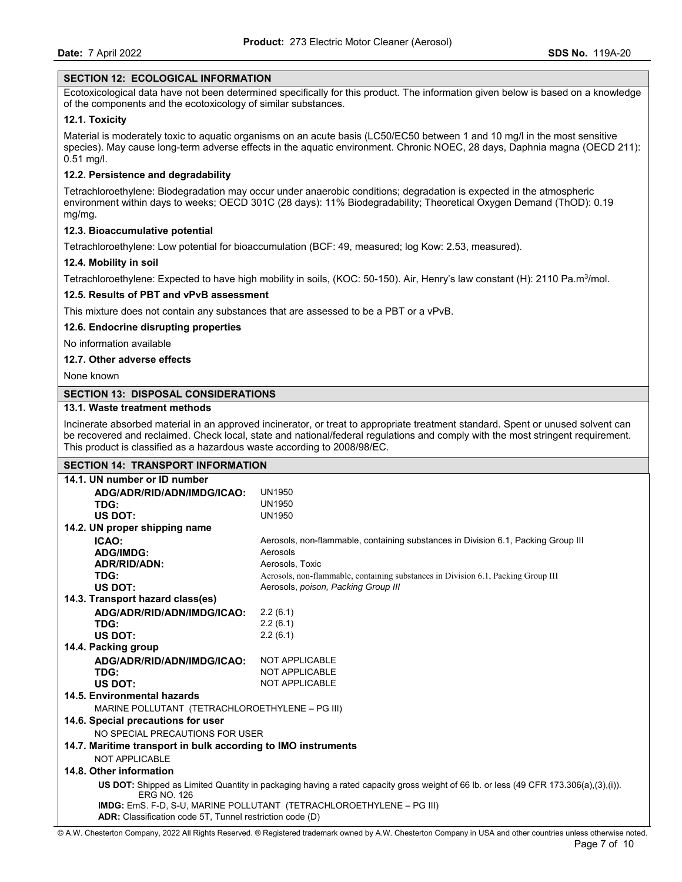## SECTION 12: ECOLOGICAL INFORMATION

Ecotoxicological data have not been determined specifically for this product. The information given below is based on a knowledge of the components and the ecotoxicology of similar substances.

### 12.1. Toxicity

Material is moderately toxic to aquatic organisms on an acute basis (LC50/EC50 between 1 and 10 mg/l in the most sensitive species). May cause long-term adverse effects in the aquatic environment. Chronic NOEC, 28 days, Daphnia magna (OECD 211): 0.51 mg/l.

### 12.2. Persistence and degradability

Tetrachloroethylene: Biodegradation may occur under anaerobic conditions; degradation is expected in the atmospheric environment within days to weeks; OECD 301C (28 days): 11% Biodegradability; Theoretical Oxygen Demand (ThOD): 0.19 mg/mg.

### 12.3. Bioaccumulative potential

Tetrachloroethylene: Low potential for bioaccumulation (BCF: 49, measured; log Kow: 2.53, measured).

### 12.4. Mobility in soil

Tetrachloroethylene: Expected to have high mobility in soils, (KOC: 50-150). Air, Henry's law constant (H): 2110 Pa.m$^3$/mol.

### 12.5. Results of PBT and vPvB assessment

This mixture does not contain any substances that are assessed to be a PBT or a vPvB.

### 12.6. Endocrine disrupting properties

No information available

### 12.7. Other adverse effects

None known

## SECTION 13: DISPOSAL CONSIDERATIONS

### 13.1. Waste treatment methods

Incinerate absorbed material in an approved incinerator, or treat to appropriate treatment standard. Spent or unused solvent can be recovered and reclaimed. Check local, state and national/federal regulations and comply with the most stringent requirement. This product is classified as a hazardous waste according to 2008/98/EC.

## SECTION 14: TRANSPORT INFORMATION

### 14.1. UN number or ID number

| | |
|---|---|
| **ADG/ADR/RID/ADN/IMDG/ICAO:** | UN1950 |
| **TDG:** | UN1950 |
| **US DOT:** | UN1950 |

### 14.2. UN proper shipping name

| | |
|---|---|
| **ICAO:** | Aerosols, non-flammable, containing substances in Division 6.1, Packing Group III |
| **ADG/IMDG:** | Aerosols |
| **ADR/RID/ADN:** | Aerosols, Toxic |
| **TDG:** | Aerosols, non-flammable, containing substances in Division 6.1, Packing Group III |
| **US DOT:** | Aerosols, *poison, Packing Group III* |

### 14.3. Transport hazard class(es)

| | |
|---|---|
| **ADG/ADR/RID/ADN/IMDG/ICAO:** | 2.2 (6.1) |
| **TDG:** | 2.2 (6.1) |
| **US DOT:** | 2.2 (6.1) |

### 14.4. Packing group

| | |
|---|---|
| **ADG/ADR/RID/ADN/IMDG/ICAO:** | NOT APPLICABLE |
| **TDG:** | NOT APPLICABLE |
| **US DOT:** | NOT APPLICABLE |

### 14.5. Environmental hazards

MARINE POLLUTANT (TETRACHLOROETHYLENE – PG III)

### 14.6. Special precautions for user

NO SPECIAL PRECAUTIONS FOR USER

### 14.7. Maritime transport in bulk according to IMO instruments

NOT APPLICABLE

### 14.8. Other information

**US DOT:** Shipped as Limited Quantity in packaging having a rated capacity gross weight of 66 lb. or less (49 CFR 173.306(a),(3),(i)). ERG NO. 126

**IMDG:** EmS. F-D, S-U, MARINE POLLUTANT (TETRACHLOROETHYLENE – PG III)

**ADR:** Classification code 5T, Tunnel restriction code (D)

© A.W. Chesterton Company, 2022 All Rights Reserved. ® Registered trademark owned by A.W. Chesterton Company in USA and other countries unless otherwise noted.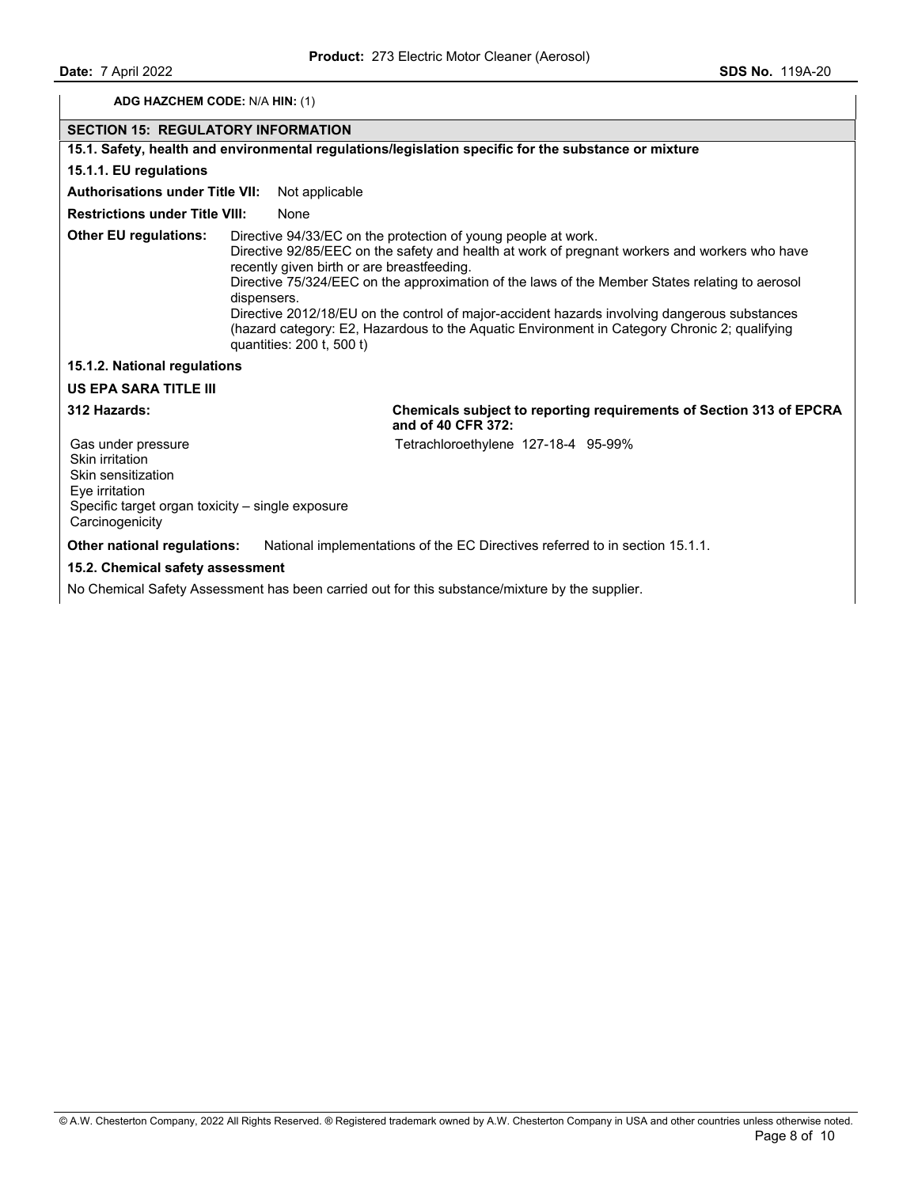**ADG HAZCHEM CODE:** N/A **HIN:** (1)

## SECTION 15: REGULATORY INFORMATION

### 15.1. Safety, health and environmental regulations/legislation specific for the substance or mixture

#### 15.1.1. EU regulations

**Authorisations under Title VII:** Not applicable

**Restrictions under Title VIII:** None

**Other EU regulations:** Directive 94/33/EC on the protection of young people at work.
Directive 92/85/EEC on the safety and health at work of pregnant workers and workers who have recently given birth or are breastfeeding.
Directive 75/324/EEC on the approximation of the laws of the Member States relating to aerosol dispensers.
Directive 2012/18/EU on the control of major-accident hazards involving dangerous substances (hazard category: E2, Hazardous to the Aquatic Environment in Category Chronic 2; qualifying quantities: 200 t, 500 t)

#### 15.1.2. National regulations

**US EPA SARA TITLE III**

| **312 Hazards:** | **Chemicals subject to reporting requirements of Section 313 of EPCRA and of 40 CFR 372:** |
|---|---|
| Gas under pressure<br>Skin irritation<br>Skin sensitization<br>Eye irritation<br>Specific target organ toxicity – single exposure<br>Carcinogenicity | Tetrachloroethylene 127-18-4 95-99% |

**Other national regulations:** National implementations of the EC Directives referred to in section 15.1.1.

### 15.2. Chemical safety assessment

No Chemical Safety Assessment has been carried out for this substance/mixture by the supplier.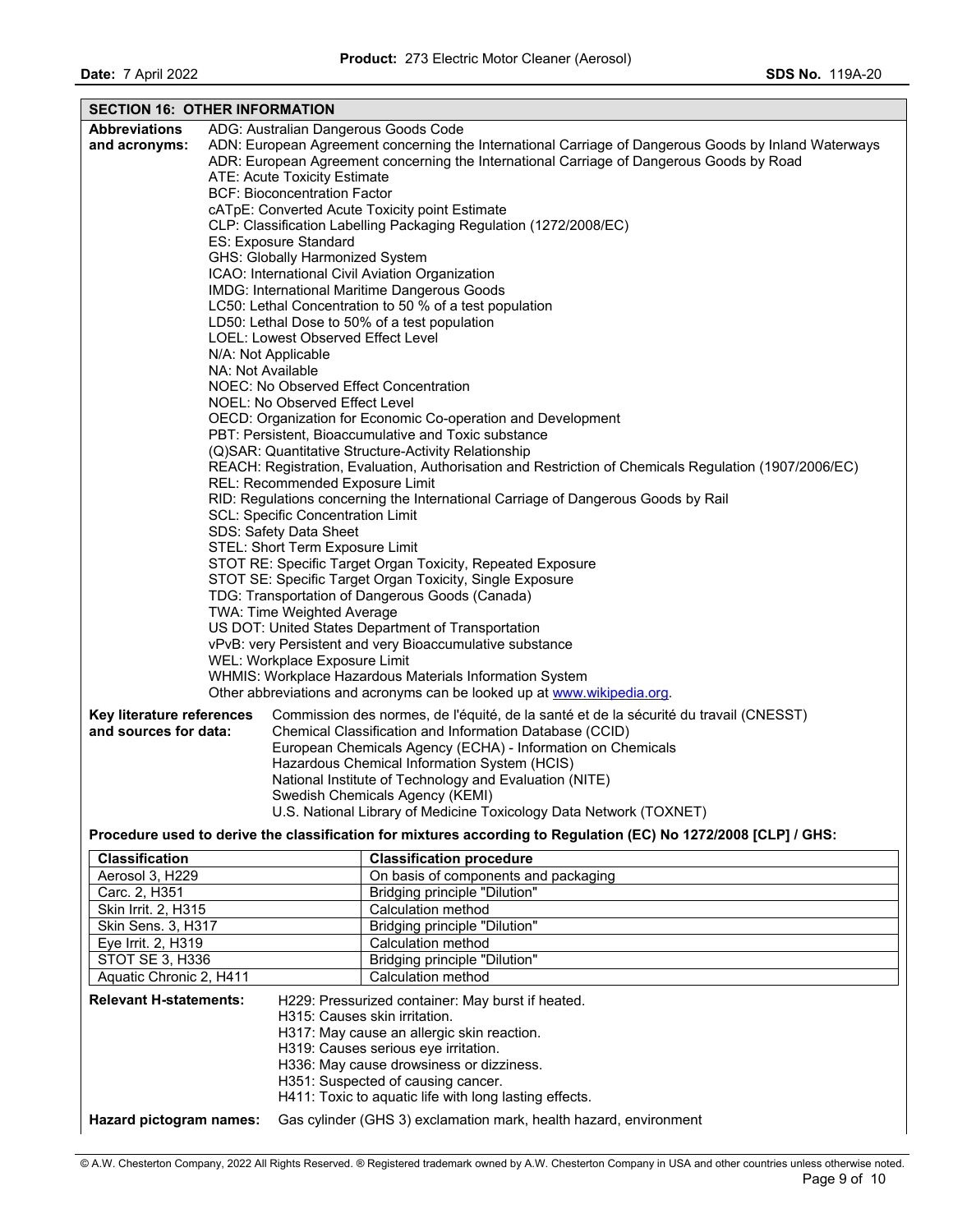## SECTION 16: OTHER INFORMATION

**Abbreviations and acronyms:**

ADG: Australian Dangerous Goods Code
ADN: European Agreement concerning the International Carriage of Dangerous Goods by Inland Waterways
ADR: European Agreement concerning the International Carriage of Dangerous Goods by Road
ATE: Acute Toxicity Estimate
BCF: Bioconcentration Factor
cATpE: Converted Acute Toxicity point Estimate
CLP: Classification Labelling Packaging Regulation (1272/2008/EC)
ES: Exposure Standard
GHS: Globally Harmonized System
ICAO: International Civil Aviation Organization
IMDG: International Maritime Dangerous Goods
LC50: Lethal Concentration to 50 % of a test population
LD50: Lethal Dose to 50% of a test population
LOEL: Lowest Observed Effect Level
N/A: Not Applicable
NA: Not Available
NOEC: No Observed Effect Concentration
NOEL: No Observed Effect Level
OECD: Organization for Economic Co-operation and Development
PBT: Persistent, Bioaccumulative and Toxic substance
(Q)SAR: Quantitative Structure-Activity Relationship
REACH: Registration, Evaluation, Authorisation and Restriction of Chemicals Regulation (1907/2006/EC)
REL: Recommended Exposure Limit
RID: Regulations concerning the International Carriage of Dangerous Goods by Rail
SCL: Specific Concentration Limit
SDS: Safety Data Sheet
STEL: Short Term Exposure Limit
STOT RE: Specific Target Organ Toxicity, Repeated Exposure
STOT SE: Specific Target Organ Toxicity, Single Exposure
TDG: Transportation of Dangerous Goods (Canada)
TWA: Time Weighted Average
US DOT: United States Department of Transportation
vPvB: very Persistent and very Bioaccumulative substance
WEL: Workplace Exposure Limit
WHMIS: Workplace Hazardous Materials Information System
Other abbreviations and acronyms can be looked up at www.wikipedia.org.

**Key literature references and sources for data:**

Commission des normes, de l'équité, de la santé et de la sécurité du travail (CNESST)
Chemical Classification and Information Database (CCID)
European Chemicals Agency (ECHA) - Information on Chemicals
Hazardous Chemical Information System (HCIS)
National Institute of Technology and Evaluation (NITE)
Swedish Chemicals Agency (KEMI)
U.S. National Library of Medicine Toxicology Data Network (TOXNET)

**Procedure used to derive the classification for mixtures according to Regulation (EC) No 1272/2008 [CLP] / GHS:**

| Classification | Classification procedure |
|---|---|
| Aerosol 3, H229 | On basis of components and packaging |
| Carc. 2, H351 | Bridging principle "Dilution" |
| Skin Irrit. 2, H315 | Calculation method |
| Skin Sens. 3, H317 | Bridging principle "Dilution" |
| Eye Irrit. 2, H319 | Calculation method |
| STOT SE 3, H336 | Bridging principle "Dilution" |
| Aquatic Chronic 2, H411 | Calculation method |

**Relevant H-statements:**

H229: Pressurized container: May burst if heated.
H315: Causes skin irritation.
H317: May cause an allergic skin reaction.
H319: Causes serious eye irritation.
H336: May cause drowsiness or dizziness.
H351: Suspected of causing cancer.
H411: Toxic to aquatic life with long lasting effects.

**Hazard pictogram names:** Gas cylinder (GHS 3) exclamation mark, health hazard, environment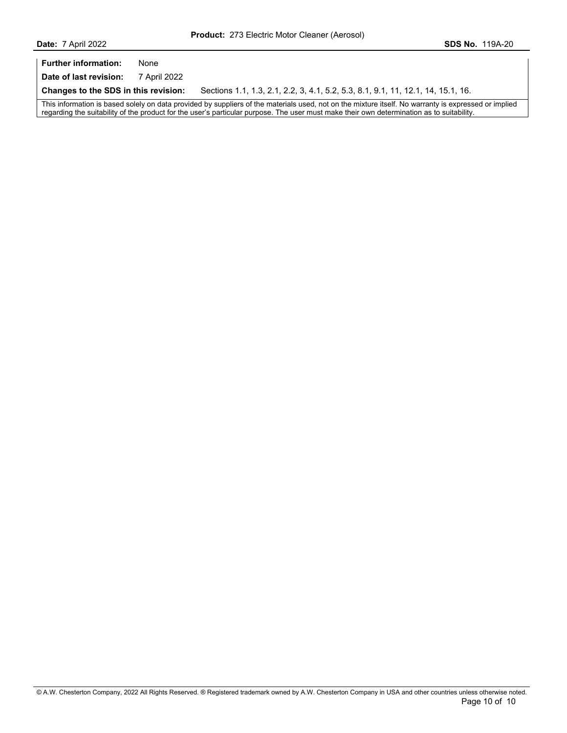**Further information:** None

**Date of last revision:** 7 April 2022

**Changes to the SDS in this revision:** Sections 1.1, 1.3, 2.1, 2.2, 3, 4.1, 5.2, 5.3, 8.1, 9.1, 11, 12.1, 14, 15.1, 16.

This information is based solely on data provided by suppliers of the materials used, not on the mixture itself. No warranty is expressed or implied regarding the suitability of the product for the user's particular purpose. The user must make their own determination as to suitability.